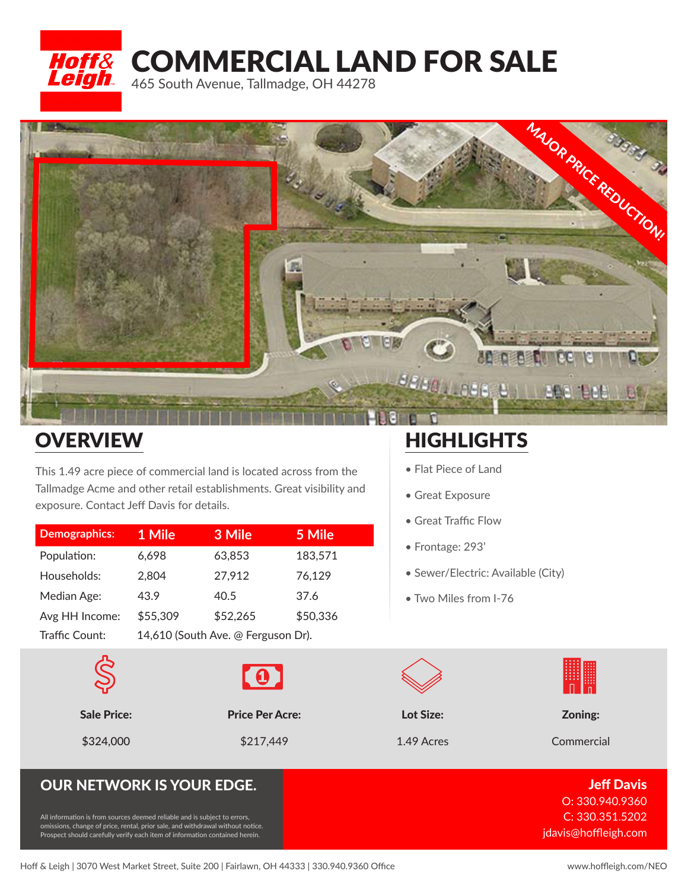# COMMERCIAL LAND FOR SALE

465 South Avenue, Tallmadge, OH 44278

MAJOR PRICE REDUCTION!

## OVERVIEW

This 1.49 acre piece of commercial land is located across from the Tallmadge Acme and other retail establishments. Great visibility and exposure. Contact Jeff Davis for details.

| Demographics: | 1 Mile | 3 Mile | 5 Mile |
|---|---|---|---|
| Population: | 6,698 | 63,853 | 183,571 |
| Households: | 2,804 | 27,912 | 76,129 |
| Median Age: | 43.9 | 40.5 | 37.6 |
| Avg HH Income: | $55,309 | $52,265 | $50,336 |
| Traffic Count: | 14,610 (South Ave. @ Ferguson Dr). | | |

## HIGHLIGHTS

- Flat Piece of Land
- Great Exposure
- Great Traffic Flow
- Frontage: 293'
- Sewer/Electric: Available (City)
- Two Miles from I-76

| Sale Price: | Price Per Acre: | Lot Size: | Zoning: |
|---|---|---|---|
| $324,000 | $217,449 | 1.49 Acres | Commercial |

## OUR NETWORK IS YOUR EDGE.

All information is from sources deemed reliable and is subject to errors, omissions, change of price, rental, prior sale, and withdrawal without notice. Prospect should carefully verify each item of information contained herein.

**Jeff Davis**
O: 330.940.9360
C: 330.351.5202
jdavis@hoffleigh.com

Hoff & Leigh | 3070 West Market Street, Suite 200 | Fairlawn, OH 44333 | 330.940.9360 Office

www.hoffleigh.com/NEO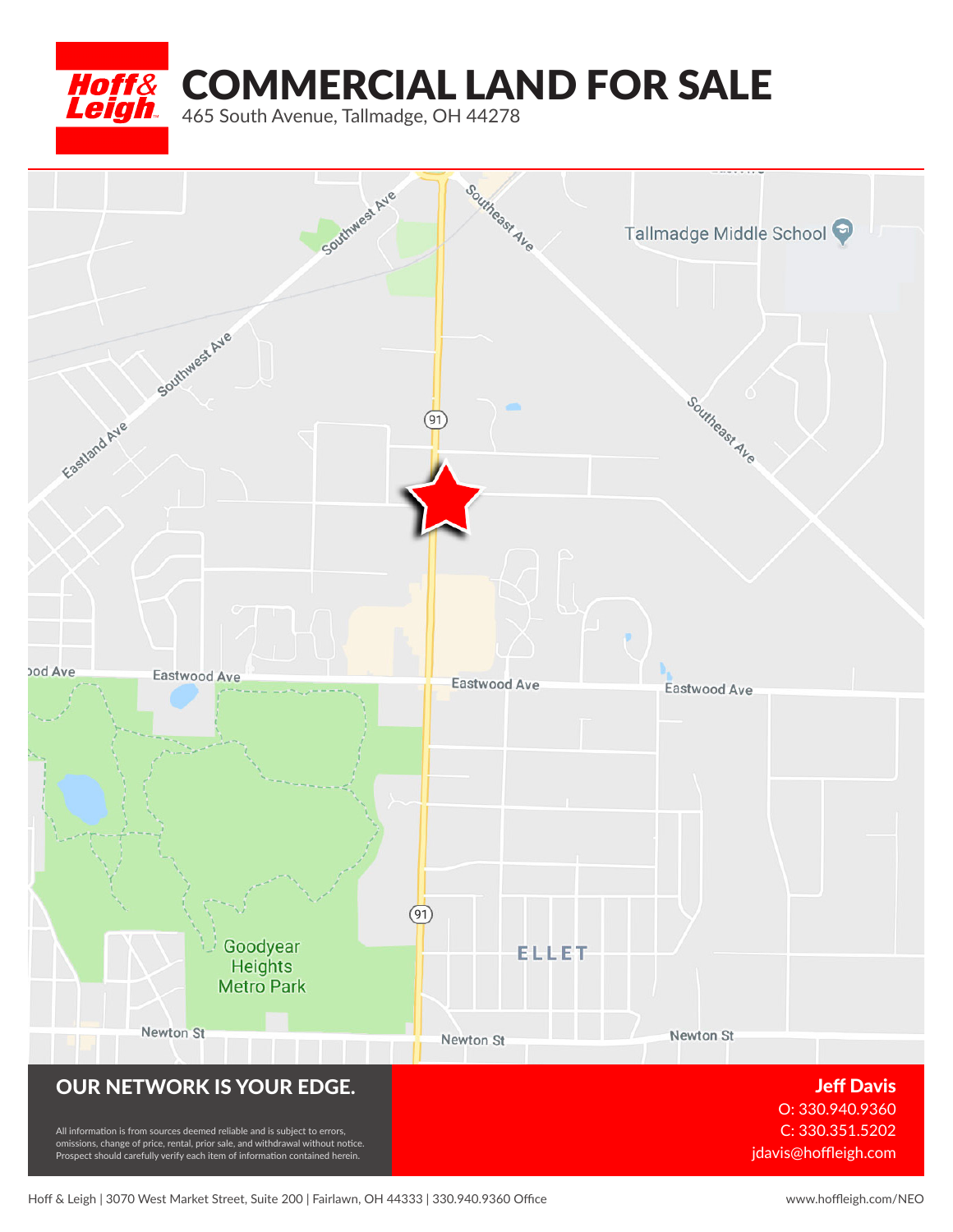# COMMERCIAL LAND FOR SALE

465 South Avenue, Tallmadge, OH 44278

Southwest Ave
Southeast Ave
Tallmadge Middle School
Southwest Ave
Eastland Ave
91
Southeast Ave
ood Ave
Eastwood Ave
Eastwood Ave
Eastwood Ave
91
Goodyear Heights Metro Park
ELLET
Newton St
Newton St
Newton St

**OUR NETWORK IS YOUR EDGE.**

All information is from sources deemed reliable and is subject to errors, omissions, change of price, rental, prior sale, and withdrawal without notice. Prospect should carefully verify each item of information contained herein.

**Jeff Davis**
O: 330.940.9360
C: 330.351.5202
jdavis@hoffleigh.com

Hoff & Leigh | 3070 West Market Street, Suite 200 | Fairlawn, OH 44333 | 330.940.9360 Office

www.hoffleigh.com/NEO